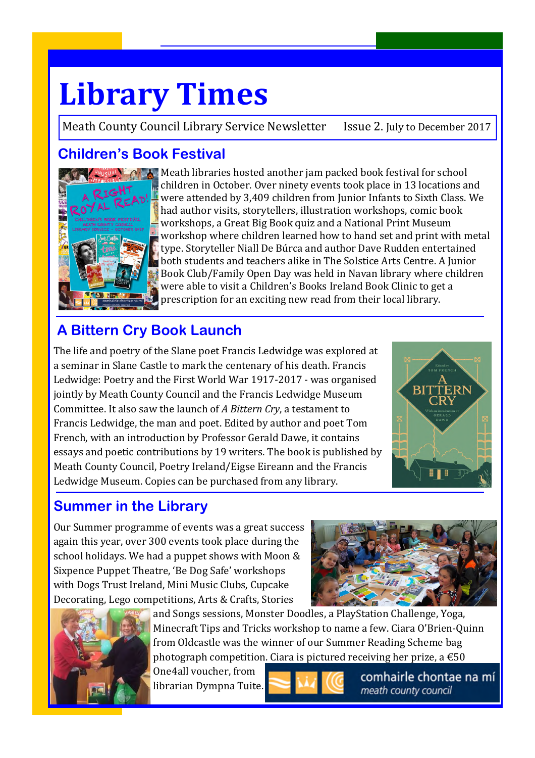# Library Times

Meath County Council Library Service Newsletter    Issue 2. July to December 2017

## Children's Book Festival

Meath libraries hosted another jam packed book festival for school children in October. Over ninety events took place in 13 locations and were attended by 3,409 children from Junior Infants to Sixth Class. We had author visits, storytellers, illustration workshops, comic book workshops, a Great Big Book quiz and a National Print Museum workshop where children learned how to hand set and print with metal type. Storyteller Niall De Búrca and author Dave Rudden entertained both students and teachers alike in The Solstice Arts Centre. A Junior Book Club/Family Open Day was held in Navan library where children were able to visit a Children's Books Ireland Book Clinic to get a prescription for an exciting new read from their local library.

## A Bittern Cry Book Launch

The life and poetry of the Slane poet Francis Ledwidge was explored at a seminar in Slane Castle to mark the centenary of his death. Francis Ledwidge: Poetry and the First World War 1917-2017 - was organised jointly by Meath County Council and the Francis Ledwidge Museum Committee. It also saw the launch of *A Bittern Cry*, a testament to Francis Ledwidge, the man and poet. Edited by author and poet Tom French, with an introduction by Professor Gerald Dawe, it contains essays and poetic contributions by 19 writers. The book is published by Meath County Council, Poetry Ireland/Eigse Eireann and the Francis Ledwidge Museum. Copies can be purchased from any library.

## Summer in the Library

Our Summer programme of events was a great success again this year, over 300 events took place during the school holidays. We had a puppet shows with Moon & Sixpence Puppet Theatre, 'Be Dog Safe' workshops with Dogs Trust Ireland, Mini Music Clubs, Cupcake Decorating, Lego competitions, Arts & Crafts, Stories and Songs sessions, Monster Doodles, a PlayStation Challenge, Yoga, Minecraft Tips and Tricks workshop to name a few. Ciara O'Brien-Quinn from Oldcastle was the winner of our Summer Reading Scheme bag photograph competition. Ciara is pictured receiving her prize, a €50 One4all voucher, from librarian Dympna Tuite.

comhairle chontae na mí
meath county council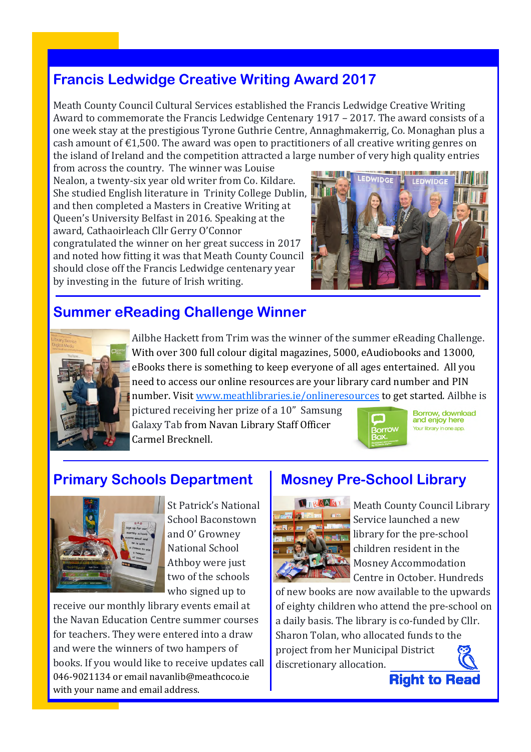## Francis Ledwidge Creative Writing Award 2017

Meath County Council Cultural Services established the Francis Ledwidge Creative Writing Award to commemorate the Francis Ledwidge Centenary 1917 – 2017. The award consists of a one week stay at the prestigious Tyrone Guthrie Centre, Annaghmakerrig, Co. Monaghan plus a cash amount of €1,500. The award was open to practitioners of all creative writing genres on the island of Ireland and the competition attracted a large number of very high quality entries from across the country. The winner was Louise Nealon, a twenty-six year old writer from Co. Kildare. She studied English literature in Trinity College Dublin, and then completed a Masters in Creative Writing at Queen's University Belfast in 2016. Speaking at the award, Cathaoirleach Cllr Gerry O'Connor congratulated the winner on her great success in 2017 and noted how fitting it was that Meath County Council should close off the Francis Ledwidge centenary year by investing in the future of Irish writing.

## Summer eReading Challenge Winner

Ailbhe Hackett from Trim was the winner of the summer eReading Challenge. With over 300 full colour digital magazines, 5000, eAudiobooks and 13000, eBooks there is something to keep everyone of all ages entertained. All you need to access our online resources are your library card number and PIN number. Visit www.meathlibraries.ie/onlineresources to get started. Ailbhe is pictured receiving her prize of a 10" Samsung Galaxy Tab from Navan Library Staff Officer Carmel Brecknell.

Borrow, download and enjoy here
Your library in one app.

## Primary Schools Department

St Patrick's National School Baconstown and O' Growney National School Athboy were just two of the schools who signed up to receive our monthly library events email at the Navan Education Centre summer courses for teachers. They were entered into a draw and were the winners of two hampers of books. If you would like to receive updates call 046-9021134 or email navanlib@meathcoco.ie with your name and email address.

## Mosney Pre-School Library

Meath County Council Library Service launched a new library for the pre-school children resident in the Mosney Accommodation Centre in October. Hundreds of new books are now available to the upwards of eighty children who attend the pre-school on a daily basis. The library is co-funded by Cllr. Sharon Tolan, who allocated funds to the project from her Municipal District discretionary allocation.

**Right to Read**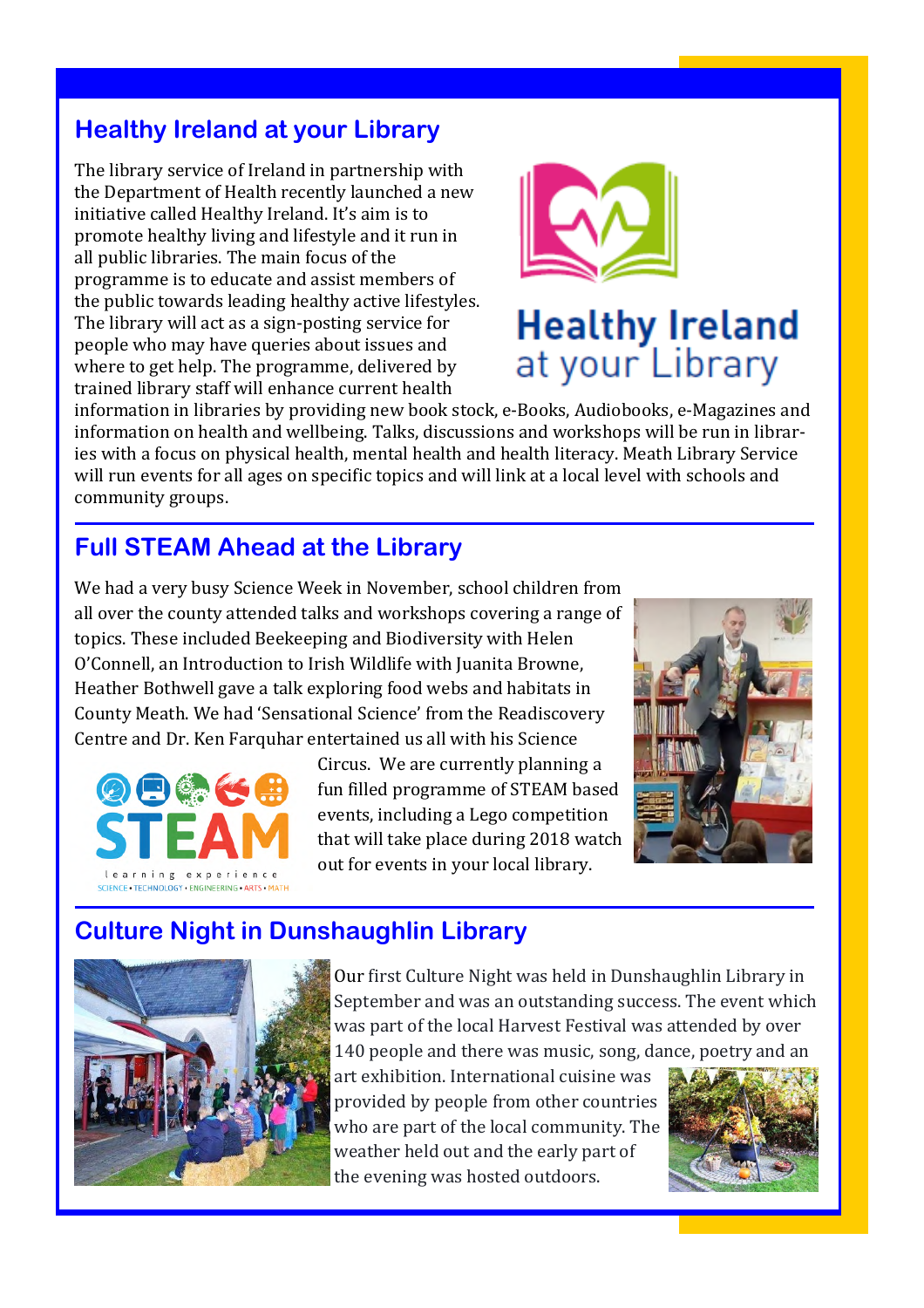## Healthy Ireland at your Library

The library service of Ireland in partnership with the Department of Health recently launched a new initiative called Healthy Ireland. It's aim is to promote healthy living and lifestyle and it run in all public libraries. The main focus of the programme is to educate and assist members of the public towards leading healthy active lifestyles. The library will act as a sign-posting service for people who may have queries about issues and where to get help. The programme, delivered by trained library staff will enhance current health information in libraries by providing new book stock, e-Books, Audiobooks, e-Magazines and information on health and wellbeing. Talks, discussions and workshops will be run in libraries with a focus on physical health, mental health and health literacy. Meath Library Service will run events for all ages on specific topics and will link at a local level with schools and community groups.

## Full STEAM Ahead at the Library

We had a very busy Science Week in November, school children from all over the county attended talks and workshops covering a range of topics. These included Beekeeping and Biodiversity with Helen O'Connell, an Introduction to Irish Wildlife with Juanita Browne, Heather Bothwell gave a talk exploring food webs and habitats in County Meath. We had 'Sensational Science' from the Readiscovery Centre and Dr. Ken Farquhar entertained us all with his Science Circus. We are currently planning a fun filled programme of STEAM based events, including a Lego competition that will take place during 2018 watch out for events in your local library.

## Culture Night in Dunshaughlin Library

Our first Culture Night was held in Dunshaughlin Library in September and was an outstanding success. The event which was part of the local Harvest Festival was attended by over 140 people and there was music, song, dance, poetry and an art exhibition. International cuisine was provided by people from other countries who are part of the local community. The weather held out and the early part of the evening was hosted outdoors.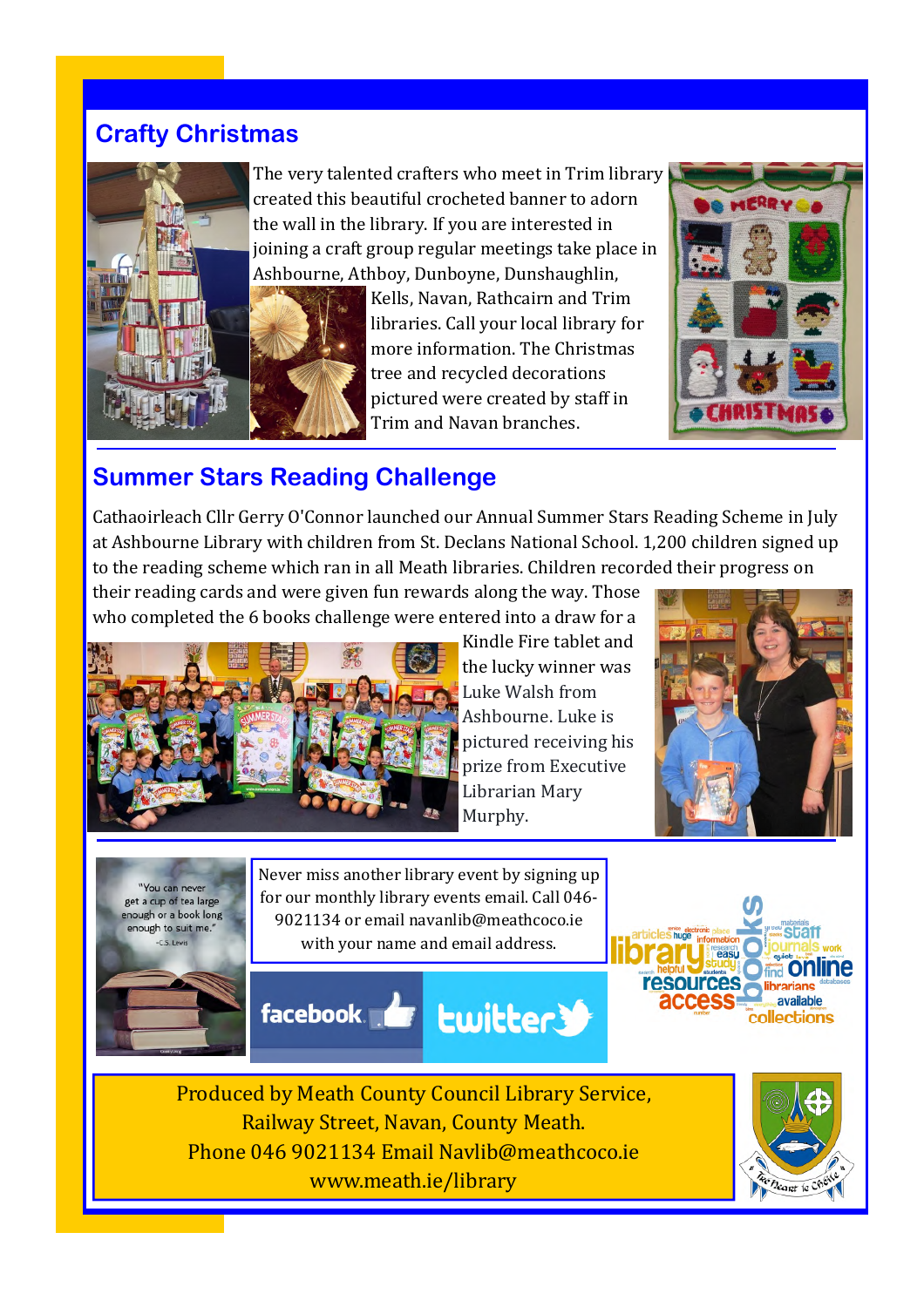## Crafty Christmas

The very talented crafters who meet in Trim library created this beautiful crocheted banner to adorn the wall in the library. If you are interested in joining a craft group regular meetings take place in Ashbourne, Athboy, Dunboyne, Dunshaughlin, Kells, Navan, Rathcairn and Trim libraries. Call your local library for more information. The Christmas tree and recycled decorations pictured were created by staff in Trim and Navan branches.

## Summer Stars Reading Challenge

Cathaoirleach Cllr Gerry O'Connor launched our Annual Summer Stars Reading Scheme in July at Ashbourne Library with children from St. Declans National School. 1,200 children signed up to the reading scheme which ran in all Meath libraries. Children recorded their progress on their reading cards and were given fun rewards along the way. Those who completed the 6 books challenge were entered into a draw for a Kindle Fire tablet and the lucky winner was Luke Walsh from Ashbourne. Luke is pictured receiving his prize from Executive Librarian Mary Murphy.

"You can never get a cup of tea large enough or a book long enough to suit me." -C.S. Lewis

Never miss another library event by signing up for our monthly library events email. Call 046-9021134 or email navanlib@meathcoco.ie with your name and email address.

facebook twitter

Produced by Meath County Council Library Service,
Railway Street, Navan, County Meath.
Phone 046 9021134 Email Navlib@meathcoco.ie
www.meath.ie/library